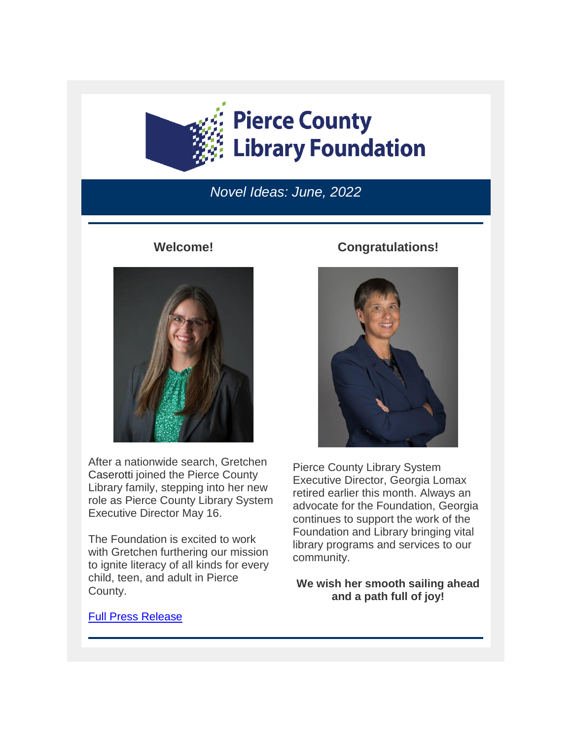# Pierce County Library Foundation

*Novel Ideas: June, 2022*

---

### Welcome!

After a nationwide search, Gretchen Caserotti joined the Pierce County Library family, stepping into her new role as Pierce County Library System Executive Director May 16.

The Foundation is excited to work with Gretchen furthering our mission to ignite literacy of all kinds for every child, teen, and adult in Pierce County.

[Full Press Release]

### Congratulations!

Pierce County Library System Executive Director, Georgia Lomax retired earlier this month. Always an advocate for the Foundation, Georgia continues to support the work of the Foundation and Library bringing vital library programs and services to our community.

**We wish her smooth sailing ahead and a path full of joy!**

---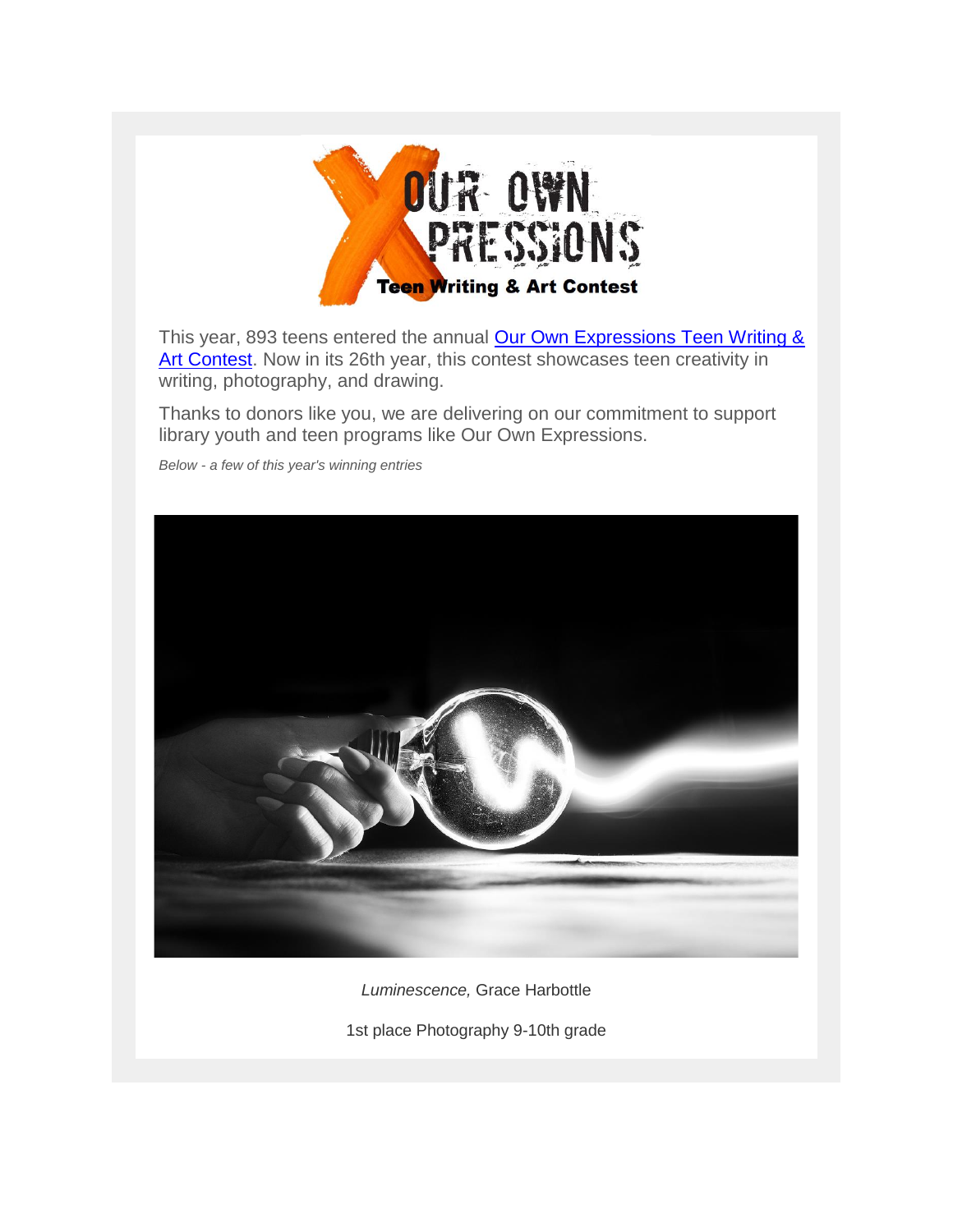This year, 893 teens entered the annual [Our Own Expressions Teen Writing & Art Contest](). Now in its 26th year, this contest showcases teen creativity in writing, photography, and drawing.

Thanks to donors like you, we are delivering on our commitment to support library youth and teen programs like Our Own Expressions.

*Below - a few of this year's winning entries*

*Luminescence,* Grace Harbottle

1st place Photography 9-10th grade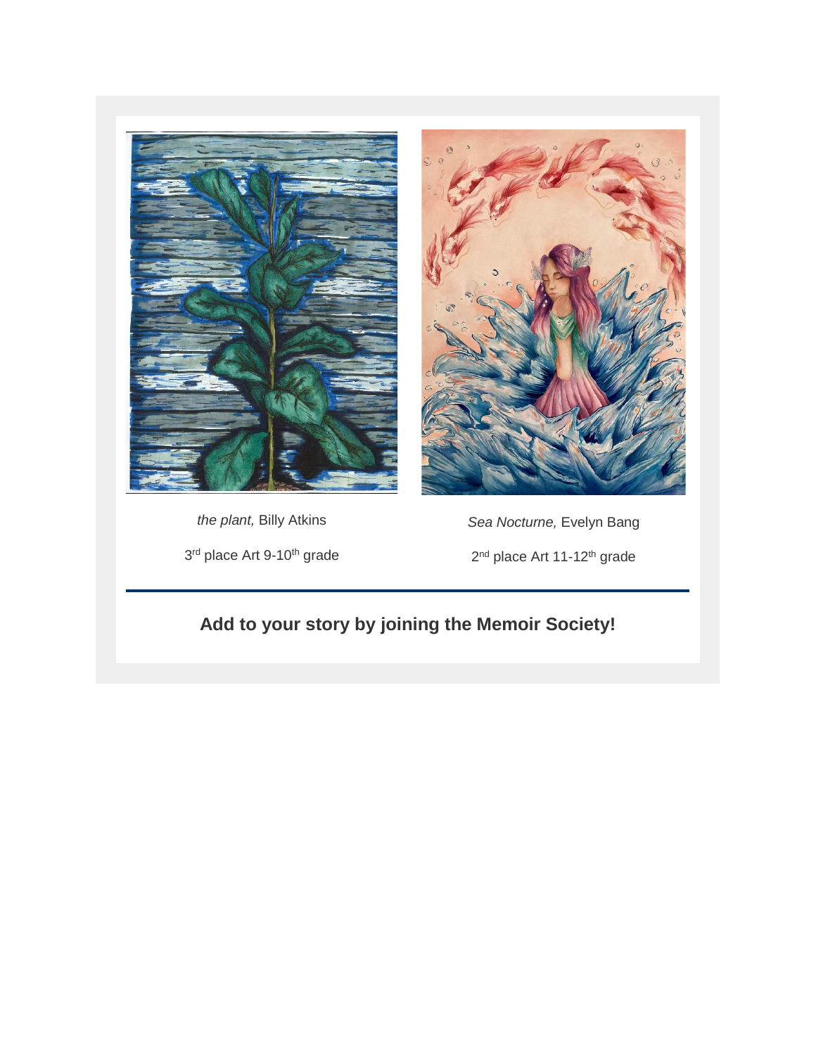*the plant,* Billy Atkins

3rd place Art 9-10th grade

*Sea Nocturne,* Evelyn Bang

2nd place Art 11-12th grade

---

**Add to your story by joining the Memoir Society!**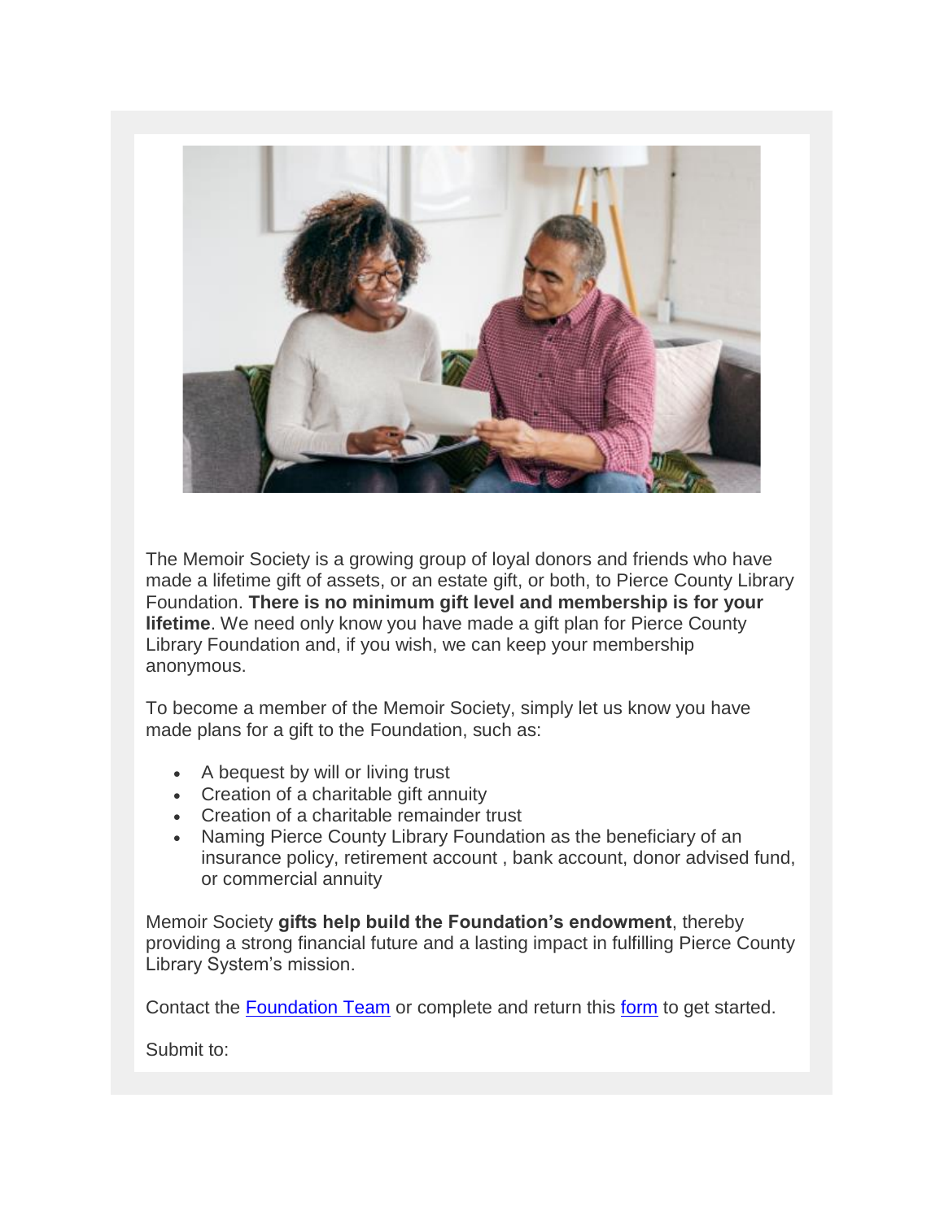The Memoir Society is a growing group of loyal donors and friends who have made a lifetime gift of assets, or an estate gift, or both, to Pierce County Library Foundation. **There is no minimum gift level and membership is for your lifetime**. We need only know you have made a gift plan for Pierce County Library Foundation and, if you wish, we can keep your membership anonymous.

To become a member of the Memoir Society, simply let us know you have made plans for a gift to the Foundation, such as:

- A bequest by will or living trust
- Creation of a charitable gift annuity
- Creation of a charitable remainder trust
- Naming Pierce County Library Foundation as the beneficiary of an insurance policy, retirement account , bank account, donor advised fund, or commercial annuity

Memoir Society **gifts help build the Foundation's endowment**, thereby providing a strong financial future and a lasting impact in fulfilling Pierce County Library System's mission.

Contact the Foundation Team or complete and return this form to get started.

Submit to: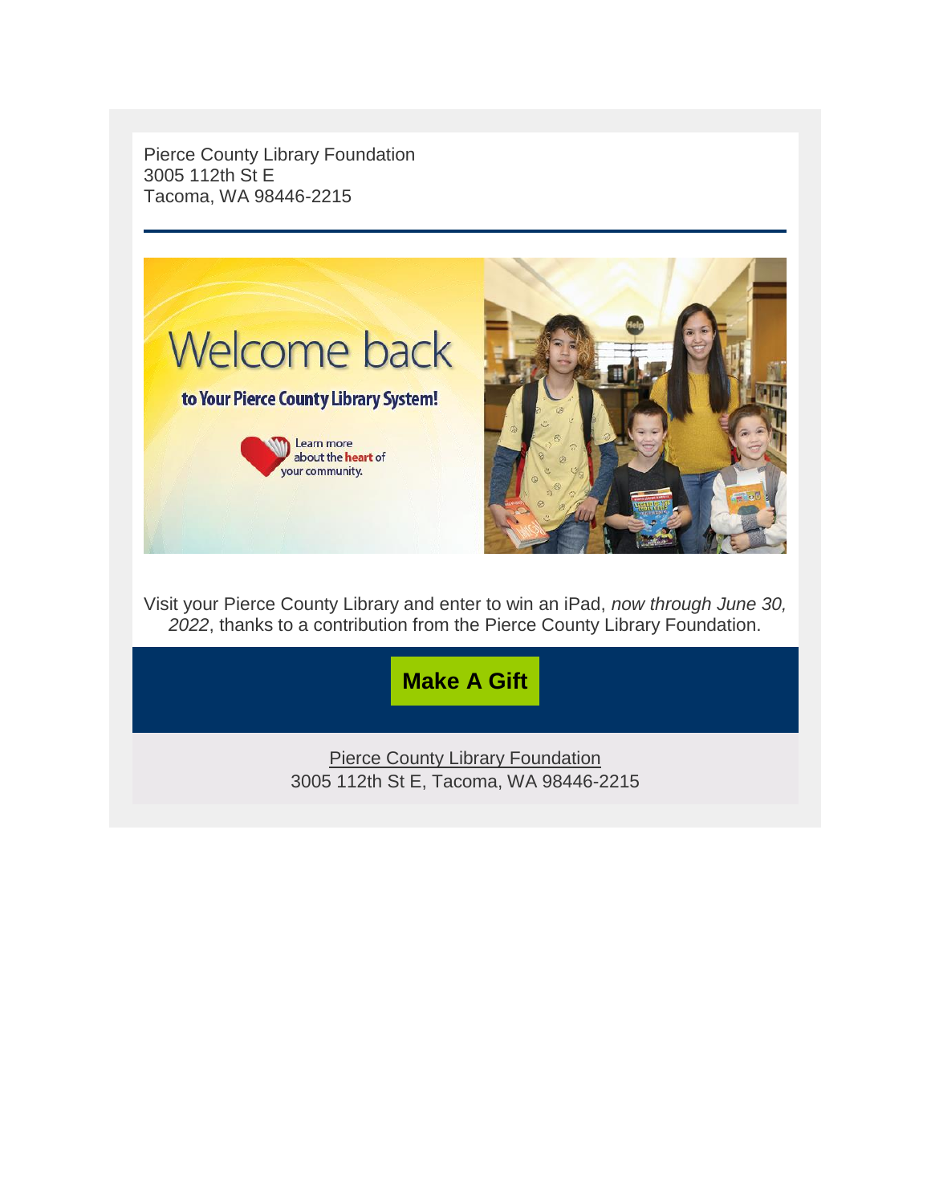Pierce County Library Foundation
3005 112th St E
Tacoma, WA 98446-2215

---

Welcome back

to Your Pierce County Library System!

Learn more about the heart of your community.

Visit your Pierce County Library and enter to win an iPad, *now through June 30, 2022*, thanks to a contribution from the Pierce County Library Foundation.

**Make A Gift**

Pierce County Library Foundation
3005 112th St E, Tacoma, WA 98446-2215